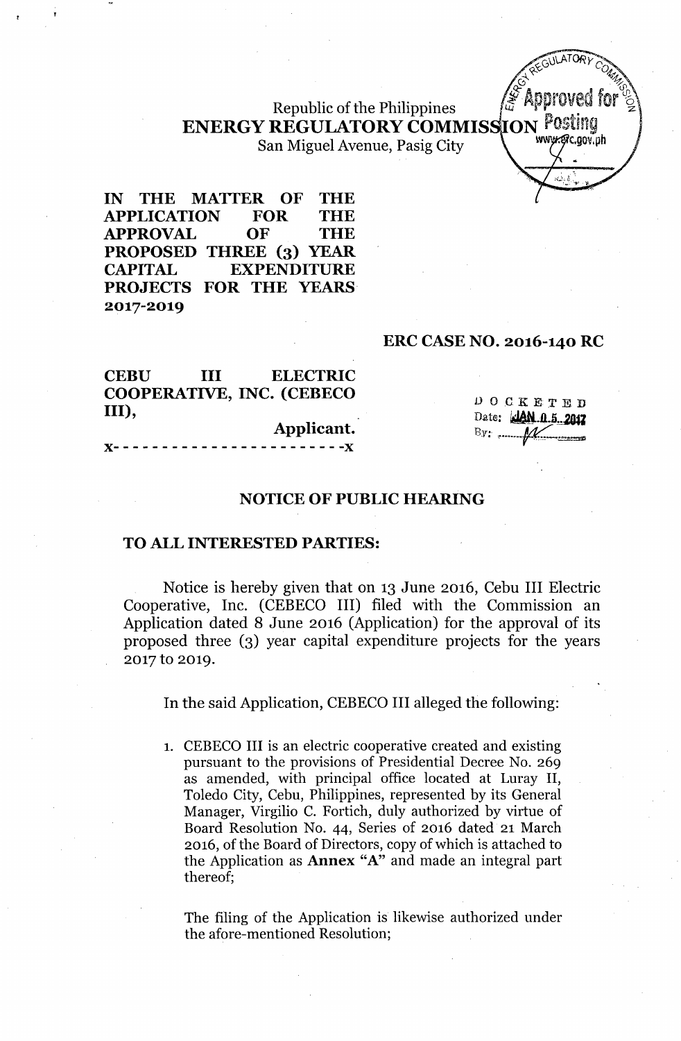Republic of the Philippines
**ENERGY REGULATORY COMMISSION**
San Miguel Avenue, Pasig City

**IN THE MATTER OF THE APPLICATION FOR THE APPROVAL OF THE PROPOSED THREE (3) YEAR CAPITAL EXPENDITURE PROJECTS FOR THE YEARS 2017-2019**

**ERC CASE NO. 2016-140 RC**

**CEBU III ELECTRIC COOPERATIVE, INC. (CEBECO III),**
**Applicant.**
x- - - - - - - - - - - - - - - - - - - - - - - -x

DOCKETED
Date: JAN 05 2017
By: ______

## NOTICE OF PUBLIC HEARING

### TO ALL INTERESTED PARTIES:

Notice is hereby given that on 13 June 2016, Cebu III Electric Cooperative, Inc. (CEBECO III) filed with the Commission an Application dated 8 June 2016 (Application) for the approval of its proposed three (3) year capital expenditure projects for the years 2017 to 2019.

In the said Application, CEBECO III alleged the following:

1. CEBECO III is an electric cooperative created and existing pursuant to the provisions of Presidential Decree No. 269 as amended, with principal office located at Luray II, Toledo City, Cebu, Philippines, represented by its General Manager, Virgilio C. Fortich, duly authorized by virtue of Board Resolution No. 44, Series of 2016 dated 21 March 2016, of the Board of Directors, copy of which is attached to the Application as **Annex "A"** and made an integral part thereof;

   The filing of the Application is likewise authorized under the afore-mentioned Resolution;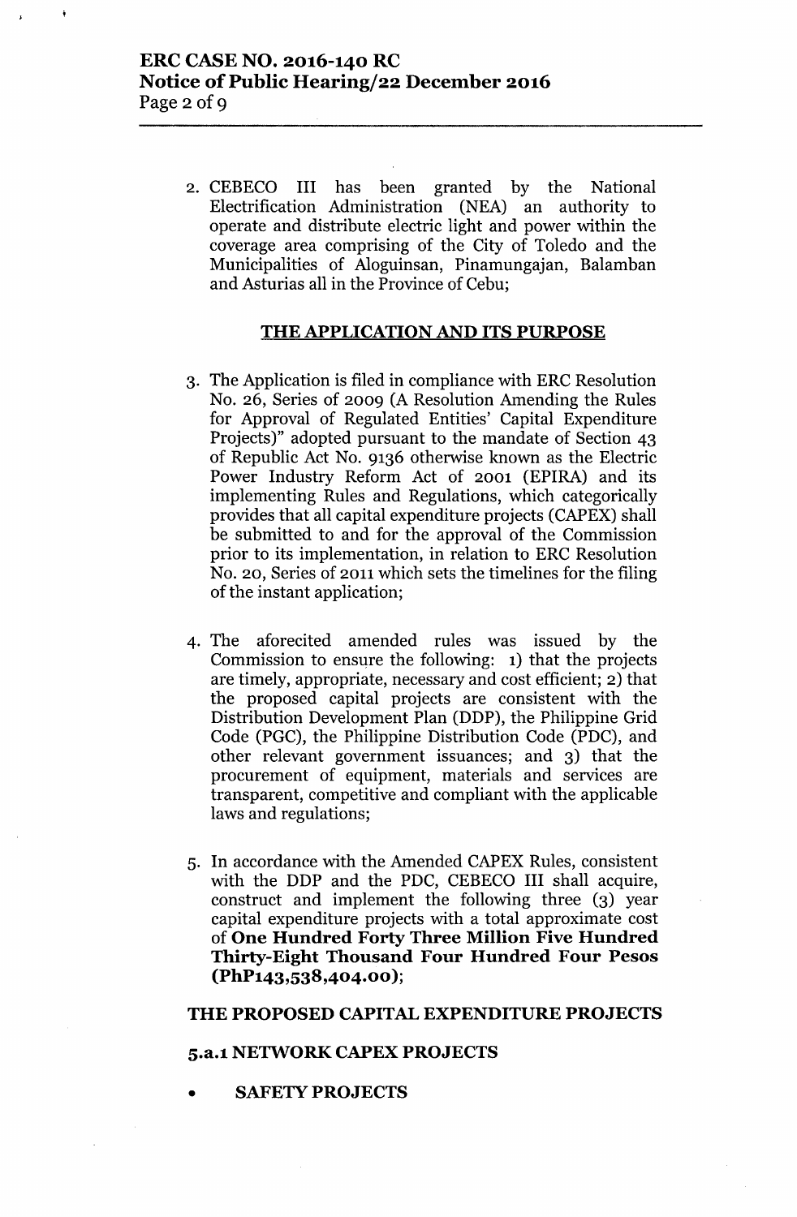2. CEBECO III has been granted by the National Electrification Administration (NEA) an authority to operate and distribute electric light and power within the coverage area comprising of the City of Toledo and the Municipalities of Aloguinsan, Pinamungajan, Balamban and Asturias all in the Province of Cebu;

## THE APPLICATION AND ITS PURPOSE

3. The Application is filed in compliance with ERC Resolution No. 26, Series of 2009 (A Resolution Amending the Rules for Approval of Regulated Entities' Capital Expenditure Projects)" adopted pursuant to the mandate of Section 43 of Republic Act No. 9136 otherwise known as the Electric Power Industry Reform Act of 2001 (EPIRA) and its implementing Rules and Regulations, which categorically provides that all capital expenditure projects (CAPEX) shall be submitted to and for the approval of the Commission prior to its implementation, in relation to ERC Resolution No. 20, Series of 2011 which sets the timelines for the filing of the instant application;

4. The aforecited amended rules was issued by the Commission to ensure the following: 1) that the projects are timely, appropriate, necessary and cost efficient; 2) that the proposed capital projects are consistent with the Distribution Development Plan (DDP), the Philippine Grid Code (PGC), the Philippine Distribution Code (PDC), and other relevant government issuances; and 3) that the procurement of equipment, materials and services are transparent, competitive and compliant with the applicable laws and regulations;

5. In accordance with the Amended CAPEX Rules, consistent with the DDP and the PDC, CEBECO III shall acquire, construct and implement the following three (3) year capital expenditure projects with a total approximate cost of **One Hundred Forty Three Million Five Hundred Thirty-Eight Thousand Four Hundred Four Pesos (PhP143,538,404.00)**;

### THE PROPOSED CAPITAL EXPENDITURE PROJECTS

### 5.a.1 NETWORK CAPEX PROJECTS

- **SAFETY PROJECTS**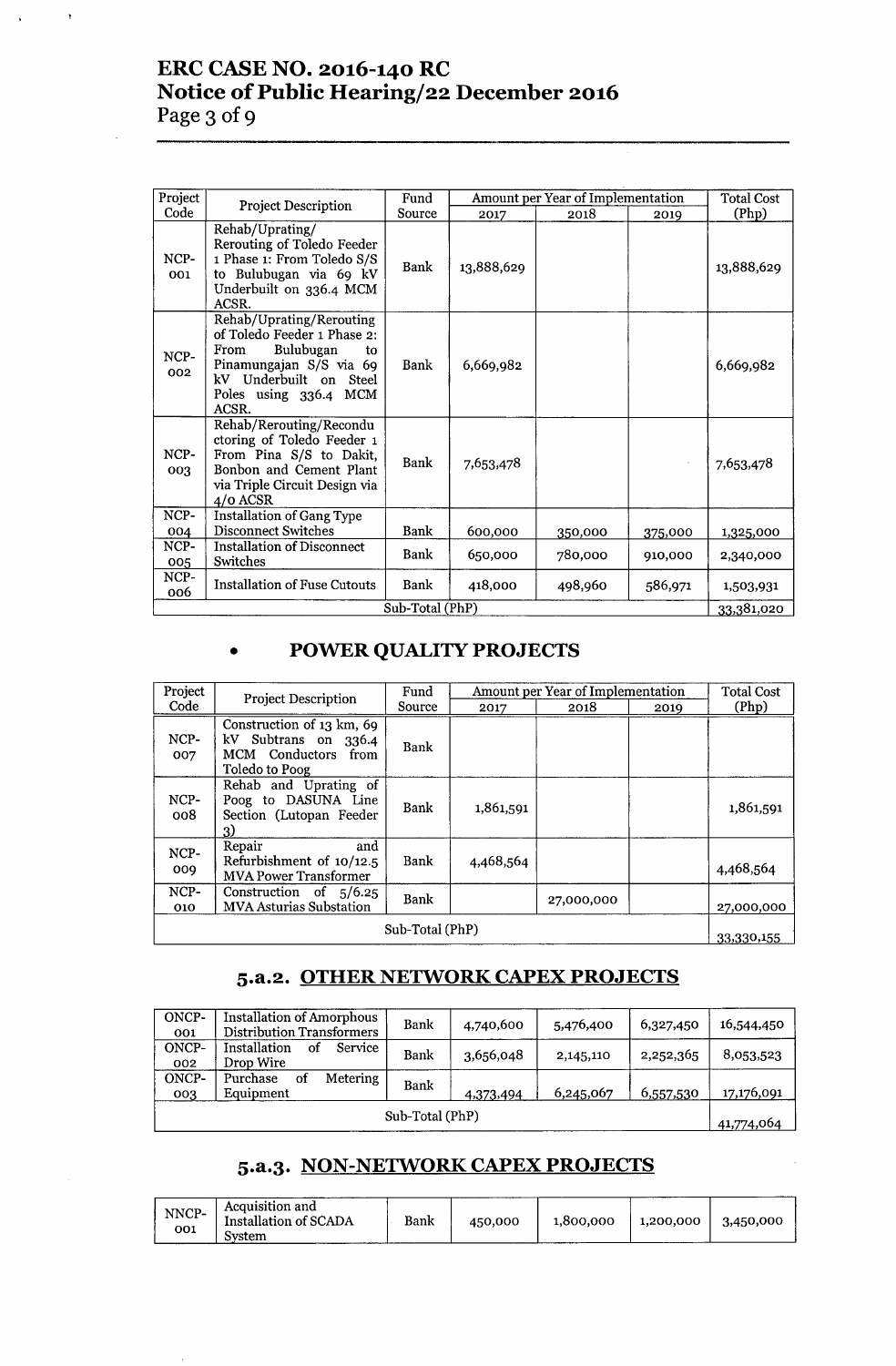| Project Code | Project Description | Fund Source | Amount per Year of Implementation | | | Total Cost (Php) |
|---|---|---|---|---|---|---|
| | | | 2017 | 2018 | 2019 | |
| NCP-001 | Rehab/Uprating/ Rerouting of Toledo Feeder 1 Phase 1: From Toledo S/S to Bulubugan via 69 kV Underbuilt on 336.4 MCM ACSR. | Bank | 13,888,629 | | | 13,888,629 |
| NCP-002 | Rehab/Uprating/Rerouting of Toledo Feeder 1 Phase 2: From Bulubugan to Pinamungajan S/S via 69 kV Underbuilt on Steel Poles using 336.4 MCM ACSR. | Bank | 6,669,982 | | | 6,669,982 |
| NCP-003 | Rehab/Rerouting/Reconductoring of Toledo Feeder 1 From Pina S/S to Dakit, Bonbon and Cement Plant via Triple Circuit Design via 4/0 ACSR | Bank | 7,653,478 | | | 7,653,478 |
| NCP-004 | Installation of Gang Type Disconnect Switches | Bank | 600,000 | 350,000 | 375,000 | 1,325,000 |
| NCP-005 | Installation of Disconnect Switches | Bank | 650,000 | 780,000 | 910,000 | 2,340,000 |
| NCP-006 | Installation of Fuse Cutouts | Bank | 418,000 | 498,960 | 586,971 | 1,503,931 |
| Sub-Total (PhP) | | | | | | 33,381,020 |

- **POWER QUALITY PROJECTS**

| Project Code | Project Description | Fund Source | Amount per Year of Implementation | | | Total Cost (Php) |
|---|---|---|---|---|---|---|
| | | | 2017 | 2018 | 2019 | |
| NCP-007 | Construction of 13 km, 69 kV Subtrans on 336.4 MCM Conductors from Toledo to Poog | Bank | | | | |
| NCP-008 | Rehab and Uprating of Poog to DASUNA Line Section (Lutopan Feeder 3) | Bank | 1,861,591 | | | 1,861,591 |
| NCP-009 | Repair and Refurbishment of 10/12.5 MVA Power Transformer | Bank | 4,468,564 | | | 4,468,564 |
| NCP-010 | Construction of 5/6.25 MVA Asturias Substation | Bank | | 27,000,000 | | 27,000,000 |
| Sub-Total (PhP) | | | | | | 33,330,155 |

## 5.a.2. OTHER NETWORK CAPEX PROJECTS

| | | | | | | |
|---|---|---|---|---|---|---|
| ONCP-001 | Installation of Amorphous Distribution Transformers | Bank | 4,740,600 | 5,476,400 | 6,327,450 | 16,544,450 |
| ONCP-002 | Installation of Service Drop Wire | Bank | 3,656,048 | 2,145,110 | 2,252,365 | 8,053,523 |
| ONCP-003 | Purchase of Metering Equipment | Bank | 4,373,494 | 6,245,067 | 6,557,530 | 17,176,091 |
| Sub-Total (PhP) | | | | | | 41,774,064 |

## 5.a.3. NON-NETWORK CAPEX PROJECTS

| | | | | | | |
|---|---|---|---|---|---|---|
| NNCP-001 | Acquisition and Installation of SCADA System | Bank | 450,000 | 1,800,000 | 1,200,000 | 3,450,000 |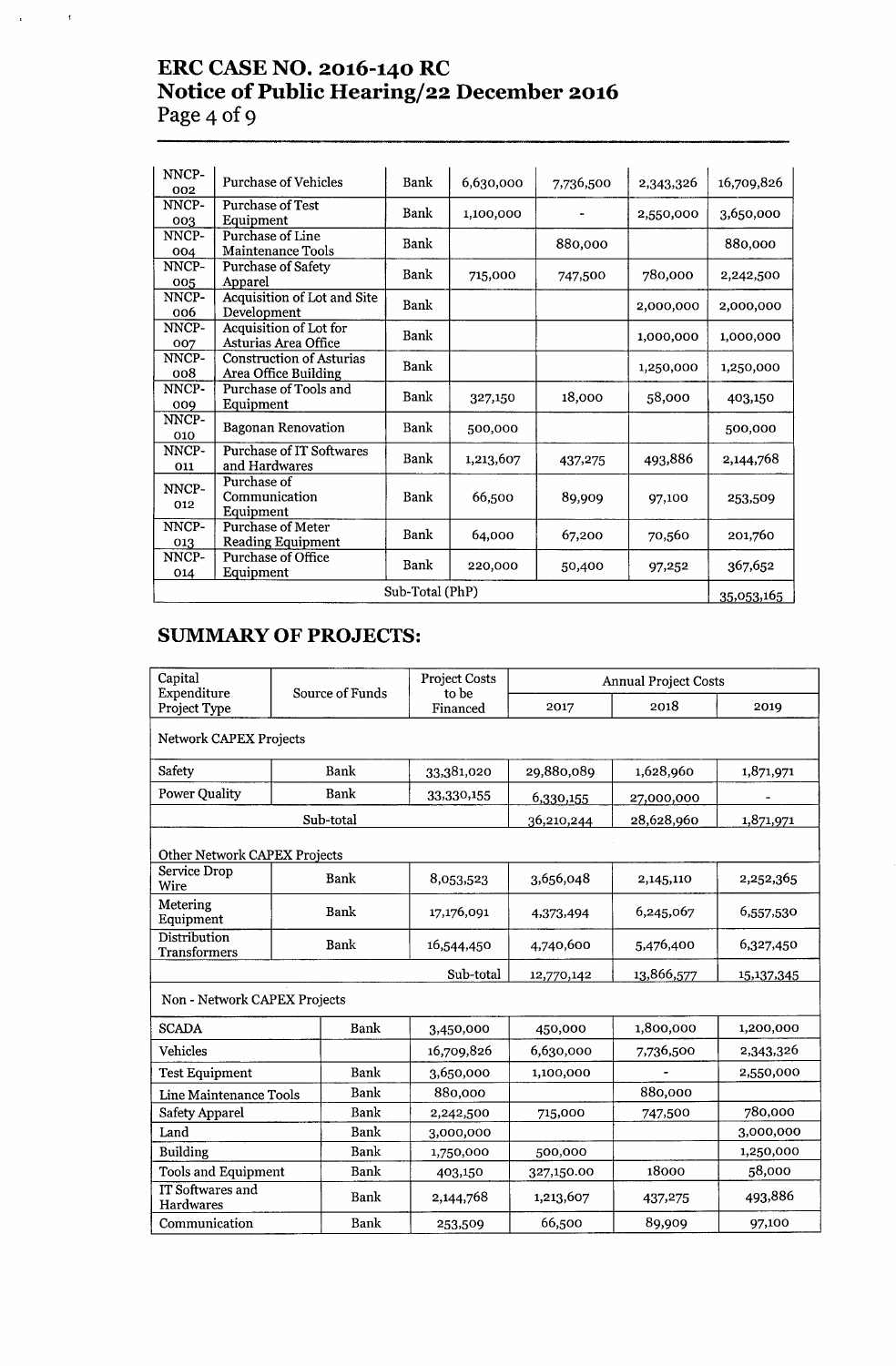| | | | | | | |
|---|---|---|---|---|---|---|
| NNCP-002 | Purchase of Vehicles | Bank | 6,630,000 | 7,736,500 | 2,343,326 | 16,709,826 |
| NNCP-003 | Purchase of Test Equipment | Bank | 1,100,000 | - | 2,550,000 | 3,650,000 |
| NNCP-004 | Purchase of Line Maintenance Tools | Bank | | 880,000 | | 880,000 |
| NNCP-005 | Purchase of Safety Apparel | Bank | 715,000 | 747,500 | 780,000 | 2,242,500 |
| NNCP-006 | Acquisition of Lot and Site Development | Bank | | | 2,000,000 | 2,000,000 |
| NNCP-007 | Acquisition of Lot for Asturias Area Office | Bank | | | 1,000,000 | 1,000,000 |
| NNCP-008 | Construction of Asturias Area Office Building | Bank | | | 1,250,000 | 1,250,000 |
| NNCP-009 | Purchase of Tools and Equipment | Bank | 327,150 | 18,000 | 58,000 | 403,150 |
| NNCP-010 | Bagonan Renovation | Bank | 500,000 | | | 500,000 |
| NNCP-011 | Purchase of IT Softwares and Hardwares | Bank | 1,213,607 | 437,275 | 493,886 | 2,144,768 |
| NNCP-012 | Purchase of Communication Equipment | Bank | 66,500 | 89,909 | 97,100 | 253,509 |
| NNCP-013 | Purchase of Meter Reading Equipment | Bank | 64,000 | 67,200 | 70,560 | 201,760 |
| NNCP-014 | Purchase of Office Equipment | Bank | 220,000 | 50,400 | 97,252 | 367,652 |
| | | Sub-Total (PhP) | | | | 35,053,165 |

## SUMMARY OF PROJECTS:

| Capital Expenditure Project Type | Source of Funds | Project Costs to be Financed | Annual Project Costs | | |
|---|---|---|---|---|---|
| | | | 2017 | 2018 | 2019 |
| Network CAPEX Projects | | | | | |
| Safety | Bank | 33,381,020 | 29,880,089 | 1,628,960 | 1,871,971 |
| Power Quality | Bank | 33,330,155 | 6,330,155 | 27,000,000 | - |
| | Sub-total | | 36,210,244 | 28,628,960 | 1,871,971 |
| Other Network CAPEX Projects | | | | | |
| Service Drop Wire | Bank | 8,053,523 | 3,656,048 | 2,145,110 | 2,252,365 |
| Metering Equipment | Bank | 17,176,091 | 4,373,494 | 6,245,067 | 6,557,530 |
| Distribution Transformers | Bank | 16,544,450 | 4,740,600 | 5,476,400 | 6,327,450 |
| | | Sub-total | 12,770,142 | 13,866,577 | 15,137,345 |
| Non - Network CAPEX Projects | | | | | |
| SCADA | Bank | 3,450,000 | 450,000 | 1,800,000 | 1,200,000 |
| Vehicles | | 16,709,826 | 6,630,000 | 7,736,500 | 2,343,326 |
| Test Equipment | Bank | 3,650,000 | 1,100,000 | - | 2,550,000 |
| Line Maintenance Tools | Bank | 880,000 | | 880,000 | |
| Safety Apparel | Bank | 2,242,500 | 715,000 | 747,500 | 780,000 |
| Land | Bank | 3,000,000 | | | 3,000,000 |
| Building | Bank | 1,750,000 | 500,000 | | 1,250,000 |
| Tools and Equipment | Bank | 403,150 | 327,150.00 | 18000 | 58,000 |
| IT Softwares and Hardwares | Bank | 2,144,768 | 1,213,607 | 437,275 | 493,886 |
| Communication | Bank | 253,509 | 66,500 | 89,909 | 97,100 |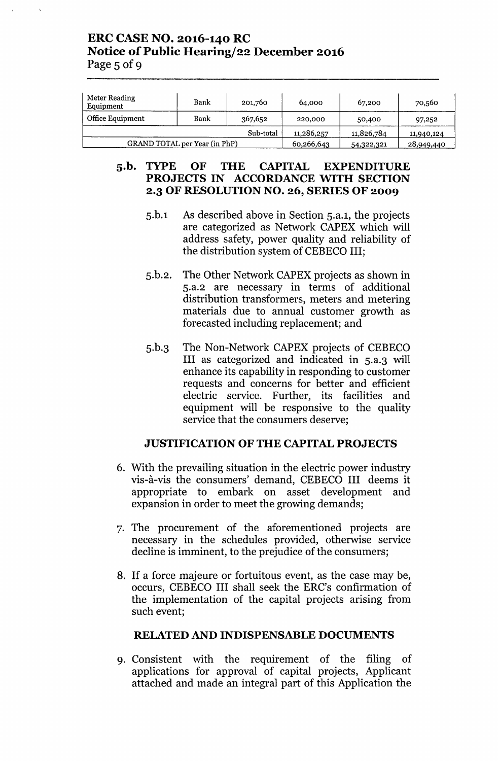| Meter Reading Equipment | Bank | 201,760 | 64,000 | 67,200 | 70,560 |
|---|---|---|---|---|---|
| Office Equipment | Bank | 367,652 | 220,000 | 50,400 | 97,252 |
| | | Sub-total | 11,286,257 | 11,826,784 | 11,940,124 |
| GRAND TOTAL per Year (in PhP) | | | 60,266,643 | 54,322,321 | 28,949,440 |

## 5.b. TYPE OF THE CAPITAL EXPENDITURE PROJECTS IN ACCORDANCE WITH SECTION 2.3 OF RESOLUTION NO. 26, SERIES OF 2009

5.b.1 As described above in Section 5.a.1, the projects are categorized as Network CAPEX which will address safety, power quality and reliability of the distribution system of CEBECO III;

5.b.2. The Other Network CAPEX projects as shown in 5.a.2 are necessary in terms of additional distribution transformers, meters and metering materials due to annual customer growth as forecasted including replacement; and

5.b.3 The Non-Network CAPEX projects of CEBECO III as categorized and indicated in 5.a.3 will enhance its capability in responding to customer requests and concerns for better and efficient electric service. Further, its facilities and equipment will be responsive to the quality service that the consumers deserve;

### JUSTIFICATION OF THE CAPITAL PROJECTS

6. With the prevailing situation in the electric power industry vis-à-vis the consumers' demand, CEBECO III deems it appropriate to embark on asset development and expansion in order to meet the growing demands;

7. The procurement of the aforementioned projects are necessary in the schedules provided, otherwise service decline is imminent, to the prejudice of the consumers;

8. If a force majeure or fortuitous event, as the case may be, occurs, CEBECO III shall seek the ERC's confirmation of the implementation of the capital projects arising from such event;

### RELATED AND INDISPENSABLE DOCUMENTS

9. Consistent with the requirement of the filing of applications for approval of capital projects, Applicant attached and made an integral part of this Application the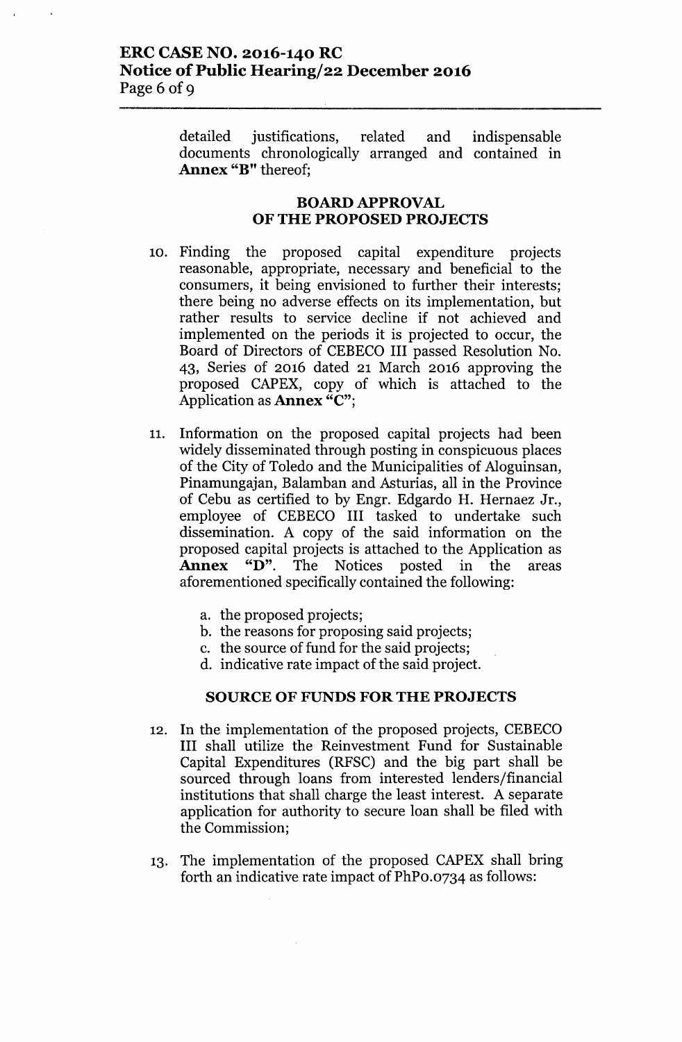detailed justifications, related and indispensable documents chronologically arranged and contained in **Annex "B"** thereof;

## BOARD APPROVAL OF THE PROPOSED PROJECTS

10. Finding the proposed capital expenditure projects reasonable, appropriate, necessary and beneficial to the consumers, it being envisioned to further their interests; there being no adverse effects on its implementation, but rather results to service decline if not achieved and implemented on the periods it is projected to occur, the Board of Directors of CEBECO III passed Resolution No. 43, Series of 2016 dated 21 March 2016 approving the proposed CAPEX, copy of which is attached to the Application as **Annex "C"**;

11. Information on the proposed capital projects had been widely disseminated through posting in conspicuous places of the City of Toledo and the Municipalities of Aloguinsan, Pinamungajan, Balamban and Asturias, all in the Province of Cebu as certified to by Engr. Edgardo H. Hernaez Jr., employee of CEBECO III tasked to undertake such dissemination. A copy of the said information on the proposed capital projects is attached to the Application as **Annex "D"**. The Notices posted in the areas aforementioned specifically contained the following:

    a. the proposed projects;
    b. the reasons for proposing said projects;
    c. the source of fund for the said projects;
    d. indicative rate impact of the said project.

## SOURCE OF FUNDS FOR THE PROJECTS

12. In the implementation of the proposed projects, CEBECO III shall utilize the Reinvestment Fund for Sustainable Capital Expenditures (RFSC) and the big part shall be sourced through loans from interested lenders/financial institutions that shall charge the least interest. A separate application for authority to secure loan shall be filed with the Commission;

13. The implementation of the proposed CAPEX shall bring forth an indicative rate impact of PhP0.0734 as follows: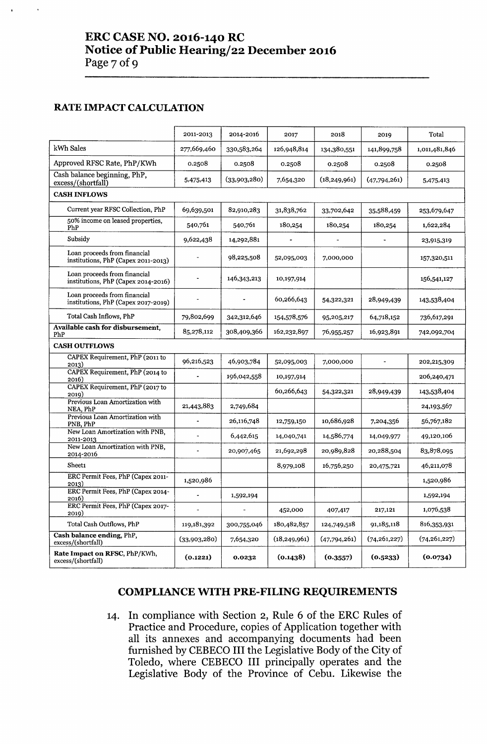## RATE IMPACT CALCULATION

| | 2011-2013 | 2014-2016 | 2017 | 2018 | 2019 | Total |
|---|---|---|---|---|---|---|
| kWh Sales | 277,669,460 | 330,583,264 | 126,948,814 | 134,380,551 | 141,899,758 | 1,011,481,846 |
| Approved RFSC Rate, PhP/KWh | 0.2508 | 0.2508 | 0.2508 | 0.2508 | 0.2508 | 0.2508 |
| Cash balance beginning, PhP, excess/(shortfall) | 5,475,413 | (33,903,280) | 7,654,320 | (18,249,961) | (47,794,261) | 5,475,413 |
| **CASH INFLOWS** | | | | | | |
| Current year RFSC Collection, PhP | 69,639,501 | 82,910,283 | 31,838,762 | 33,702,642 | 35,588,459 | 253,679,647 |
| 50% income on leased properties, PhP | 540,761 | 540,761 | 180,254 | 180,254 | 180,254 | 1,622,284 |
| Subsidy | 9,622,438 | 14,292,881 | - | - | - | 23,915,319 |
| Loan proceeds from financial institutions, PhP (Capex 2011-2013) | - | 98,225,508 | 52,095,003 | 7,000,000 | | 157,320,511 |
| Loan proceeds from financial institutions, PhP (Capex 2014-2016) | - | 146,343,213 | 10,197,914 | | | 156,541,127 |
| Loan proceeds from financial institutions, PhP (Capex 2017-2019) | - | - | 60,266,643 | 54,322,321 | 28,949,439 | 143,538,404 |
| Total Cash Inflows, PhP | 79,802,699 | 342,312,646 | 154,578,576 | 95,205,217 | 64,718,152 | 736,617,291 |
| **Available cash for disbursement,** PhP | 85,278,112 | 308,409,366 | 162,232,897 | 76,955,257 | 16,923,891 | 742,092,704 |
| **CASH OUTFLOWS** | | | | | | |
| CAPEX Requirement, PhP (2011 to 2013) | 96,216,523 | 46,903,784 | 52,095,003 | 7,000,000 | - | 202,215,309 |
| CAPEX Requirement, PhP (2014 to 2016) | - | 196,042,558 | 10,197,914 | | | 206,240,471 |
| CAPEX Requirement, PhP (2017 to 2019) | | | 60,266,643 | 54,322,321 | 28,949,439 | 143,538,404 |
| Previous Loan Amortization with NEA, PhP | 21,443,883 | 2,749,684 | | | | 24,193,567 |
| Previous Loan Amortization with PNB, PhP | - | 26,116,748 | 12,759,150 | 10,686,928 | 7,204,356 | 56,767,182 |
| New Loan Amortization with PNB, 2011-2013 | - | 6,442,615 | 14,040,741 | 14,586,774 | 14,049,977 | 49,120,106 |
| New Loan Amortization with PNB, 2014-2016 | - | 20,907,465 | 21,692,298 | 20,989,828 | 20,288,504 | 83,878,095 |
| Sheet1 | | | 8,979,108 | 16,756,250 | 20,475,721 | 46,211,078 |
| ERC Permit Fees, PhP (Capex 2011-2013) | 1,520,986 | | | | | 1,520,986 |
| ERC Permit Fees, PhP (Capex 2014-2016) | - | 1,592,194 | | | | 1,592,194 |
| ERC Permit Fees, PhP (Capex 2017-2019) | - | - | 452,000 | 407,417 | 217,121 | 1,076,538 |
| Total Cash Outflows, PhP | 119,181,392 | 300,755,046 | 180,482,857 | 124,749,518 | 91,185,118 | 816,353,931 |
| **Cash balance ending,** PhP, excess/(shortfall) | (33,903,280) | 7,654,320 | (18,249,961) | (47,794,261) | (74,261,227) | (74,261,227) |
| **Rate Impact on RFSC,** PhP/KWh, excess/(shortfall) | **(0.1221)** | **0.0232** | **(0.1438)** | **(0.3557)** | **(0.5233)** | **(0.0734)** |

## COMPLIANCE WITH PRE-FILING REQUIREMENTS

14. In compliance with Section 2, Rule 6 of the ERC Rules of Practice and Procedure, copies of Application together with all its annexes and accompanying documents had been furnished by CEBECO III the Legislative Body of the City of Toledo, where CEBECO III principally operates and the Legislative Body of the Province of Cebu. Likewise the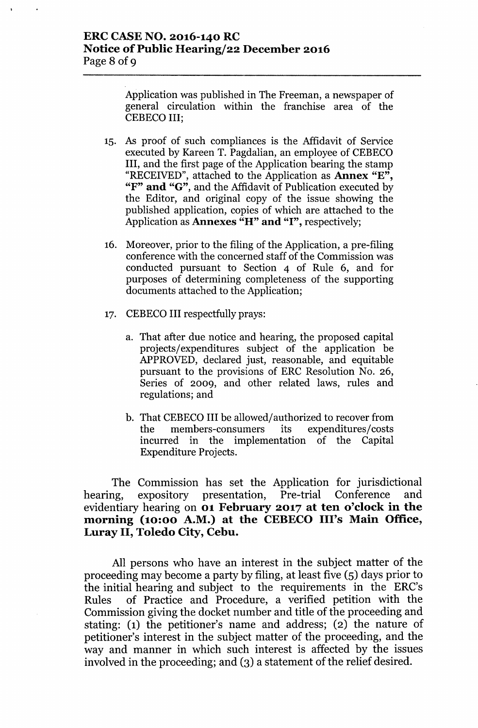Application was published in The Freeman, a newspaper of general circulation within the franchise area of the CEBECO III;

15. As proof of such compliances is the Affidavit of Service executed by Kareen T. Pagdalian, an employee of CEBECO III, and the first page of the Application bearing the stamp "RECEIVED", attached to the Application as **Annex "E", "F" and "G"**, and the Affidavit of Publication executed by the Editor, and original copy of the issue showing the published application, copies of which are attached to the Application as **Annexes "H" and "I"**, respectively;

16. Moreover, prior to the filing of the Application, a pre-filing conference with the concerned staff of the Commission was conducted pursuant to Section 4 of Rule 6, and for purposes of determining completeness of the supporting documents attached to the Application;

17. CEBECO III respectfully prays:

    a. That after due notice and hearing, the proposed capital projects/expenditures subject of the application be APPROVED, declared just, reasonable, and equitable pursuant to the provisions of ERC Resolution No. 26, Series of 2009, and other related laws, rules and regulations; and

    b. That CEBECO III be allowed/authorized to recover from the members-consumers its expenditures/costs incurred in the implementation of the Capital Expenditure Projects.

The Commission has set the Application for jurisdictional hearing, expository presentation, Pre-trial Conference and evidentiary hearing on **01 February 2017 at ten o'clock in the morning (10:00 A.M.) at the CEBECO III's Main Office, Luray II, Toledo City, Cebu.**

All persons who have an interest in the subject matter of the proceeding may become a party by filing, at least five (5) days prior to the initial hearing and subject to the requirements in the ERC's Rules of Practice and Procedure, a verified petition with the Commission giving the docket number and title of the proceeding and stating: (1) the petitioner's name and address; (2) the nature of petitioner's interest in the subject matter of the proceeding, and the way and manner in which such interest is affected by the issues involved in the proceeding; and (3) a statement of the relief desired.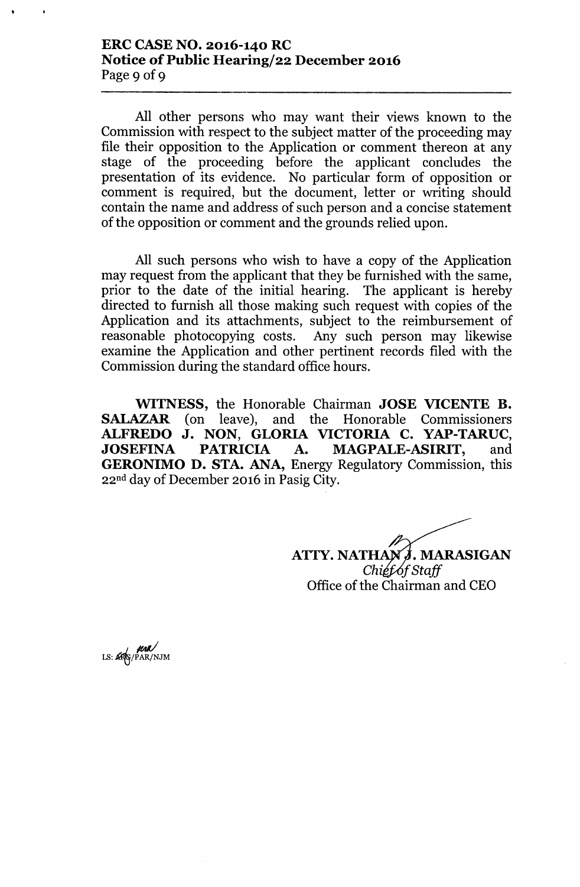All other persons who may want their views known to the Commission with respect to the subject matter of the proceeding may file their opposition to the Application or comment thereon at any stage of the proceeding before the applicant concludes the presentation of its evidence. No particular form of opposition or comment is required, but the document, letter or writing should contain the name and address of such person and a concise statement of the opposition or comment and the grounds relied upon.

All such persons who wish to have a copy of the Application may request from the applicant that they be furnished with the same, prior to the date of the initial hearing. The applicant is hereby directed to furnish all those making such request with copies of the Application and its attachments, subject to the reimbursement of reasonable photocopying costs. Any such person may likewise examine the Application and other pertinent records filed with the Commission during the standard office hours.

**WITNESS,** the Honorable Chairman **JOSE VICENTE B. SALAZAR** (on leave), and the Honorable Commissioners **ALFREDO J. NON, GLORIA VICTORIA C. YAP-TARUC, JOSEFINA PATRICIA A. MAGPALE-ASIRIT,** and **GERONIMO D. STA. ANA,** Energy Regulatory Commission, this 22nd day of December 2016 in Pasig City.

**ATTY. NATHAN J. MARASIGAN**
*Chief of Staff*
Office of the Chairman and CEO

LS: ARG/PAR/NJM